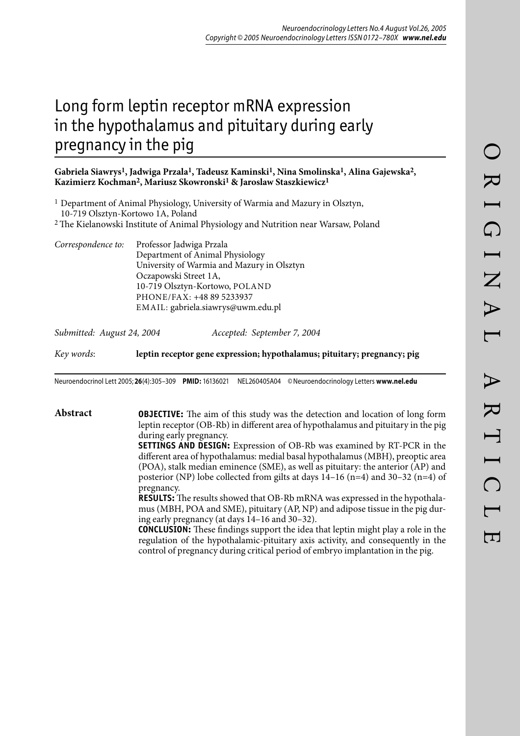# Long form leptin receptor mRNA expression in the hypothalamus and pituitary during early pregnancy in the pig

**Gabriela Siawrys[1], Jadwiga Przala[1], Tadeusz Kaminski[1], Nina Smolinska[1], Alina Gajewska[2], Kazimierz Kochman[2], Mariusz Skowronski[1] & Jaroslaw Staszkiewicz[1]**

[1] Department of Animal Physiology, University of Warmia and Mazury in Olsztyn, 10-719 Olsztyn-Kortowo 1A, Poland

[2] The Kielanowski Institute of Animal Physiology and Nutrition near Warsaw, Poland

*Correspondence to:* Professor Jadwiga Przala
Department of Animal Physiology
University of Warmia and Mazury in Olsztyn
Oczapowski Street 1A,
10-719 Olsztyn-Kortowo, POLAND
PHONE/FAX: +48 89 5233937
EMAIL: gabriela.siawrys@uwm.edu.pl

*Submitted: August 24, 2004* *Accepted: September 7, 2004*

*Key words:* **leptin receptor gene expression; hypothalamus; pituitary; pregnancy; pig**

Neuroendocrinol Lett 2005; **26**(4):305–309 **PMID:** 16136021 NEL260405A04 © Neuroendocrinology Letters **www.nel.edu**

## Abstract

**OBJECTIVE:** The aim of this study was the detection and location of long form leptin receptor (OB-Rb) in different area of hypothalamus and pituitary in the pig during early pregnancy.

**SETTINGS AND DESIGN:** Expression of OB-Rb was examined by RT-PCR in the different area of hypothalamus: medial basal hypothalamus (MBH), preoptic area (POA), stalk median eminence (SME), as well as pituitary: the anterior (AP) and posterior (NP) lobe collected from gilts at days 14–16 (n=4) and 30–32 (n=4) of pregnancy.

**RESULTS:** The results showed that OB-Rb mRNA was expressed in the hypothalamus (MBH, POA and SME), pituitary (AP, NP) and adipose tissue in the pig during early pregnancy (at days 14–16 and 30–32).

**CONCLUSION:** These findings support the idea that leptin might play a role in the regulation of the hypothalamic-pituitary axis activity, and consequently in the control of pregnancy during critical period of embryo implantation in the pig.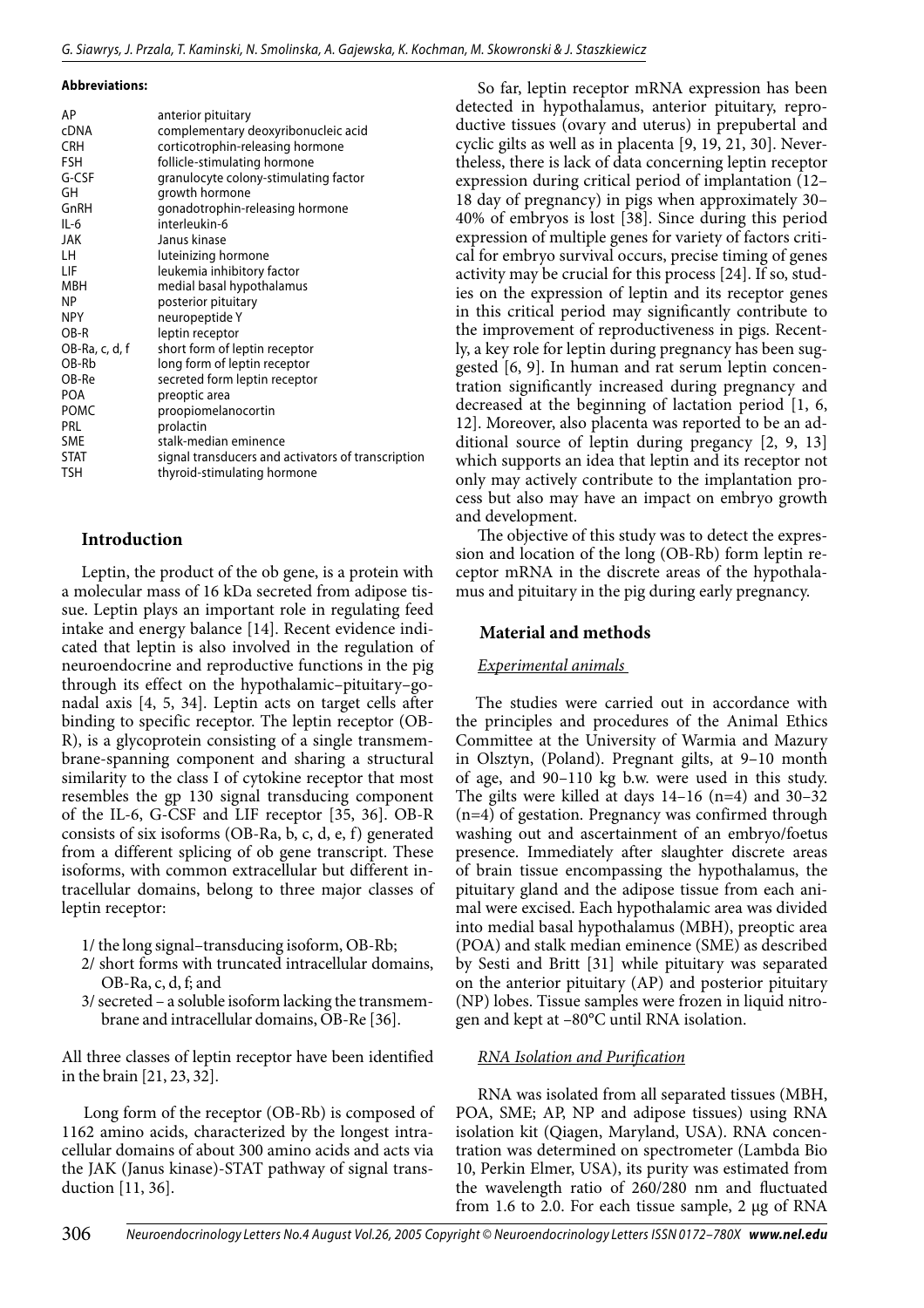**Abbreviations:**

| | |
|---|---|
| AP | anterior pituitary |
| cDNA | complementary deoxyribonucleic acid |
| CRH | corticotrophin-releasing hormone |
| FSH | follicle-stimulating hormone |
| G-CSF | granulocyte colony-stimulating factor |
| GH | growth hormone |
| GnRH | gonadotrophin-releasing hormone |
| IL-6 | interleukin-6 |
| JAK | Janus kinase |
| LH | luteinizing hormone |
| LIF | leukemia inhibitory factor |
| MBH | medial basal hypothalamus |
| NP | posterior pituitary |
| NPY | neuropeptide Y |
| OB-R | leptin receptor |
| OB-Ra, c, d, f | short form of leptin receptor |
| OB-Rb | long form of leptin receptor |
| OB-Re | secreted form leptin receptor |
| POA | preoptic area |
| POMC | proopiomelanocortin |
| PRL | prolactin |
| SME | stalk-median eminence |
| STAT | signal transducers and activators of transcription |
| TSH | thyroid-stimulating hormone |

## Introduction

Leptin, the product of the ob gene, is a protein with a molecular mass of 16 kDa secreted from adipose tissue. Leptin plays an important role in regulating feed intake and energy balance [14]. Recent evidence indicated that leptin is also involved in the regulation of neuroendocrine and reproductive functions in the pig through its effect on the hypothalamic–pituitary–gonadal axis [4, 5, 34]. Leptin acts on target cells after binding to specific receptor. The leptin receptor (OB-R), is a glycoprotein consisting of a single transmembrane-spanning component and sharing a structural similarity to the class I of cytokine receptor that most resembles the gp 130 signal transducing component of the IL-6, G-CSF and LIF receptor [35, 36]. OB-R consists of six isoforms (OB-Ra, b, c, d, e, f) generated from a different splicing of ob gene transcript. These isoforms, with common extracellular but different intracellular domains, belong to three major classes of leptin receptor:

1/ the long signal–transducing isoform, OB-Rb;
2/ short forms with truncated intracellular domains, OB-Ra, c, d, f; and
3/ secreted – a soluble isoform lacking the transmembrane and intracellular domains, OB-Re [36].

All three classes of leptin receptor have been identified in the brain [21, 23, 32].

Long form of the receptor (OB-Rb) is composed of 1162 amino acids, characterized by the longest intracellular domains of about 300 amino acids and acts via the JAK (Janus kinase)-STAT pathway of signal transduction [11, 36].

So far, leptin receptor mRNA expression has been detected in hypothalamus, anterior pituitary, reproductive tissues (ovary and uterus) in prepubertal and cyclic gilts as well as in placenta [9, 19, 21, 30]. Nevertheless, there is lack of data concerning leptin receptor expression during critical period of implantation (12–18 day of pregnancy) in pigs when approximately 30–40% of embryos is lost [38]. Since during this period expression of multiple genes for variety of factors critical for embryo survival occurs, precise timing of genes activity may be crucial for this process [24]. If so, studies on the expression of leptin and its receptor genes in this critical period may significantly contribute to the improvement of reproductiveness in pigs. Recently, a key role for leptin during pregnancy has been suggested [6, 9]. In human and rat serum leptin concentration significantly increased during pregnancy and decreased at the beginning of lactation period [1, 6, 12]. Moreover, also placenta was reported to be an additional source of leptin during pregancy [2, 9, 13] which supports an idea that leptin and its receptor not only may actively contribute to the implantation process but also may have an impact on embryo growth and development.

The objective of this study was to detect the expression and location of the long (OB-Rb) form leptin receptor mRNA in the discrete areas of the hypothalamus and pituitary in the pig during early pregnancy.

## Material and methods

### *Experimental animals*

The studies were carried out in accordance with the principles and procedures of the Animal Ethics Committee at the University of Warmia and Mazury in Olsztyn, (Poland). Pregnant gilts, at 9–10 month of age, and 90–110 kg b.w. were used in this study. The gilts were killed at days 14–16 (n=4) and 30–32 (n=4) of gestation. Pregnancy was confirmed through washing out and ascertainment of an embryo/foetus presence. Immediately after slaughter discrete areas of brain tissue encompassing the hypothalamus, the pituitary gland and the adipose tissue from each animal were excised. Each hypothalamic area was divided into medial basal hypothalamus (MBH), preoptic area (POA) and stalk median eminence (SME) as described by Sesti and Britt [31] while pituitary was separated on the anterior pituitary (AP) and posterior pituitary (NP) lobes. Tissue samples were frozen in liquid nitrogen and kept at –80°C until RNA isolation.

### *RNA Isolation and Purification*

RNA was isolated from all separated tissues (MBH, POA, SME; AP, NP and adipose tissues) using RNA isolation kit (Qiagen, Maryland, USA). RNA concentration was determined on spectrometer (Lambda Bio 10, Perkin Elmer, USA), its purity was estimated from the wavelength ratio of 260/280 nm and fluctuated from 1.6 to 2.0. For each tissue sample, 2 μg of RNA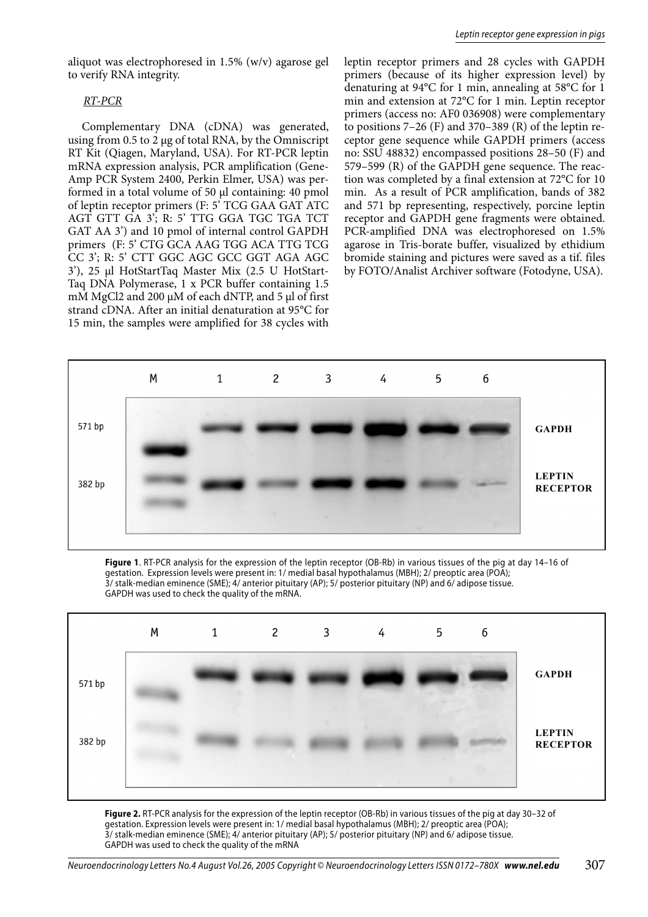aliquot was electrophoresed in 1.5% (w/v) agarose gel to verify RNA integrity.

*RT-PCR*

Complementary DNA (cDNA) was generated, using from 0.5 to 2 µg of total RNA, by the Omniscript RT Kit (Qiagen, Maryland, USA). For RT-PCR leptin mRNA expression analysis, PCR amplification (GeneAmp PCR System 2400, Perkin Elmer, USA) was performed in a total volume of 50 µl containing: 40 pmol of leptin receptor primers (F: 5' TCG GAA GAT ATC AGT GTT GA 3'; R: 5' TTG GGA TGC TGA TCT GAT AA 3') and 10 pmol of internal control GAPDH primers (F: 5' CTG GCA AAG TGG ACA TTG TCG CC 3'; R: 5' CTT GGC AGC GCC GGT AGA AGC 3'), 25 µl HotStartTaq Master Mix (2.5 U HotStartTaq DNA Polymerase, 1 x PCR buffer containing 1.5 mM $MgCl_2$ and 200 µM of each dNTP, and 5 µl of first strand cDNA. After an initial denaturation at 95°C for 15 min, the samples were amplified for 38 cycles with leptin receptor primers and 28 cycles with GAPDH primers (because of its higher expression level) by denaturing at 94°C for 1 min, annealing at 58°C for 1 min and extension at 72°C for 1 min. Leptin receptor primers (access no: AF0 036908) were complementary to positions 7–26 (F) and 370–389 (R) of the leptin receptor gene sequence while GAPDH primers (access no: SSU 48832) encompassed positions 28–50 (F) and 579–599 (R) of the GAPDH gene sequence. The reaction was completed by a final extension at 72°C for 10 min. As a result of PCR amplification, bands of 382 and 571 bp representing, respectively, porcine leptin receptor and GAPDH gene fragments were obtained. PCR-amplified DNA was electrophoresed on 1.5% agarose in Tris-borate buffer, visualized by ethidium bromide staining and pictures were saved as a tif. files by FOTO/Analist Archiver software (Fotodyne, USA).

**Figure 1**. RT-PCR analysis for the expression of the leptin receptor (OB-Rb) in various tissues of the pig at day 14–16 of gestation. Expression levels were present in: 1/ medial basal hypothalamus (MBH); 2/ preoptic area (POA); 3/ stalk-median eminence (SME); 4/ anterior pituitary (AP); 5/ posterior pituitary (NP) and 6/ adipose tissue. GAPDH was used to check the quality of the mRNA.

**Figure 2.** RT-PCR analysis for the expression of the leptin receptor (OB-Rb) in various tissues of the pig at day 30–32 of gestation. Expression levels were present in: 1/ medial basal hypothalamus (MBH); 2/ preoptic area (POA); 3/ stalk-median eminence (SME); 4/ anterior pituitary (AP); 5/ posterior pituitary (NP) and 6/ adipose tissue. GAPDH was used to check the quality of the mRNA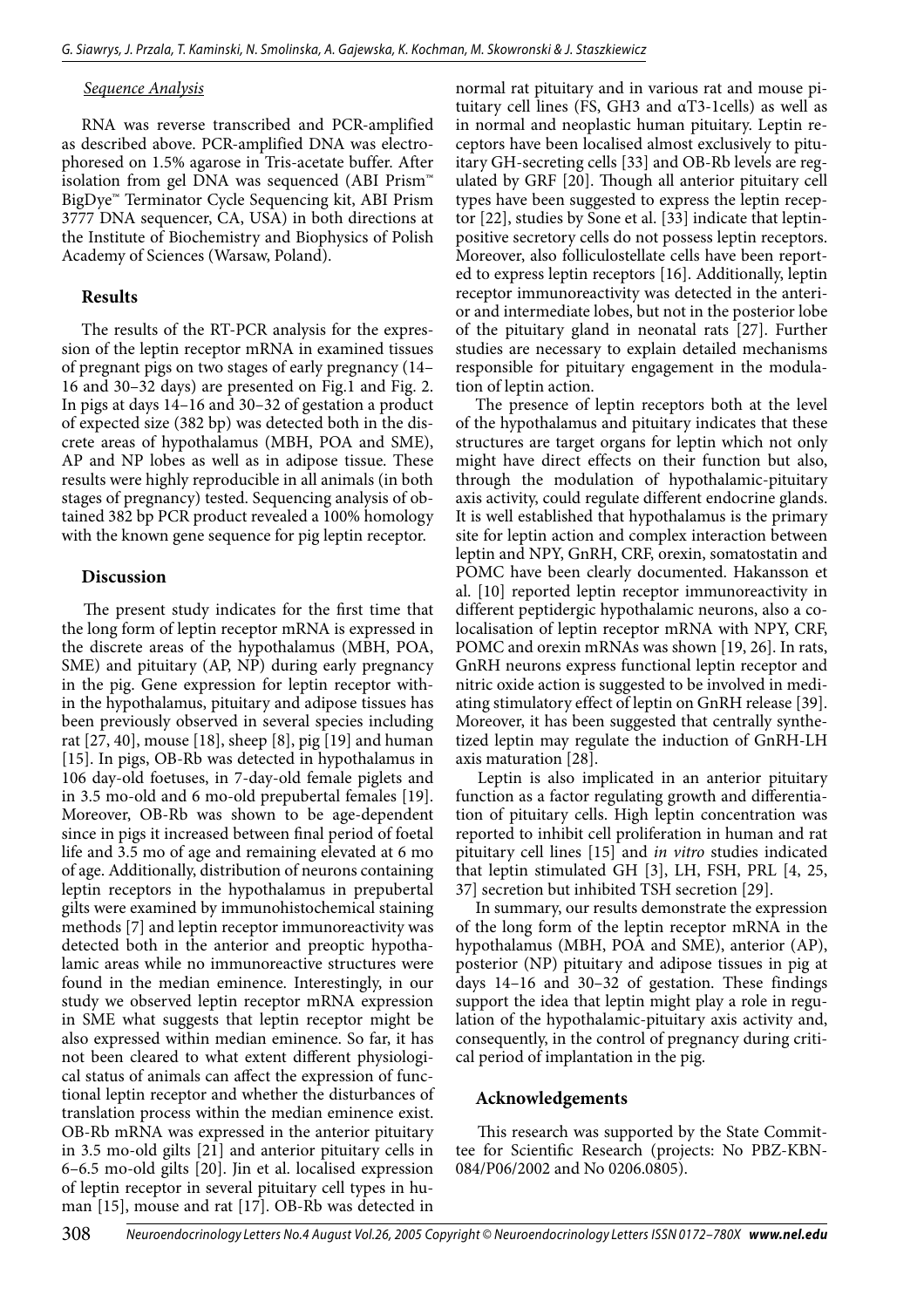*Sequence Analysis*

RNA was reverse transcribed and PCR-amplified as described above. PCR-amplified DNA was electrophoresed on 1.5% agarose in Tris-acetate buffer. After isolation from gel DNA was sequenced (ABI Prism™ BigDye™ Terminator Cycle Sequencing kit, ABI Prism 3777 DNA sequencer, CA, USA) in both directions at the Institute of Biochemistry and Biophysics of Polish Academy of Sciences (Warsaw, Poland).

## Results

The results of the RT-PCR analysis for the expression of the leptin receptor mRNA in examined tissues of pregnant pigs on two stages of early pregnancy (14–16 and 30–32 days) are presented on Fig.1 and Fig. 2. In pigs at days 14–16 and 30–32 of gestation a product of expected size (382 bp) was detected both in the discrete areas of hypothalamus (MBH, POA and SME), AP and NP lobes as well as in adipose tissue. These results were highly reproducible in all animals (in both stages of pregnancy) tested. Sequencing analysis of obtained 382 bp PCR product revealed a 100% homology with the known gene sequence for pig leptin receptor.

## Discussion

The present study indicates for the first time that the long form of leptin receptor mRNA is expressed in the discrete areas of the hypothalamus (MBH, POA, SME) and pituitary (AP, NP) during early pregnancy in the pig. Gene expression for leptin receptor within the hypothalamus, pituitary and adipose tissues has been previously observed in several species including rat [27, 40], mouse [18], sheep [8], pig [19] and human [15]. In pigs, OB-Rb was detected in hypothalamus in 106 day-old foetuses, in 7-day-old female piglets and in 3.5 mo-old and 6 mo-old prepubertal females [19]. Moreover, OB-Rb was shown to be age-dependent since in pigs it increased between final period of foetal life and 3.5 mo of age and remaining elevated at 6 mo of age. Additionally, distribution of neurons containing leptin receptors in the hypothalamus in prepubertal gilts were examined by immunohistochemical staining methods [7] and leptin receptor immunoreactivity was detected both in the anterior and preoptic hypothalamic areas while no immunoreactive structures were found in the median eminence. Interestingly, in our study we observed leptin receptor mRNA expression in SME what suggests that leptin receptor might be also expressed within median eminence. So far, it has not been cleared to what extent different physiological status of animals can affect the expression of functional leptin receptor and whether the disturbances of translation process within the median eminence exist. OB-Rb mRNA was expressed in the anterior pituitary in 3.5 mo-old gilts [21] and anterior pituitary cells in 6–6.5 mo-old gilts [20]. Jin et al. localised expression of leptin receptor in several pituitary cell types in human [15], mouse and rat [17]. OB-Rb was detected in normal rat pituitary and in various rat and mouse pituitary cell lines (FS, GH3 and αT3-1cells) as well as in normal and neoplastic human pituitary. Leptin receptors have been localised almost exclusively to pituitary GH-secreting cells [33] and OB-Rb levels are regulated by GRF [20]. Though all anterior pituitary cell types have been suggested to express the leptin receptor [22], studies by Sone et al. [33] indicate that leptin-positive secretory cells do not possess leptin receptors. Moreover, also folliculostellate cells have been reported to express leptin receptors [16]. Additionally, leptin receptor immunoreactivity was detected in the anterior and intermediate lobes, but not in the posterior lobe of the pituitary gland in neonatal rats [27]. Further studies are necessary to explain detailed mechanisms responsible for pituitary engagement in the modulation of leptin action.

The presence of leptin receptors both at the level of the hypothalamus and pituitary indicates that these structures are target organs for leptin which not only might have direct effects on their function but also, through the modulation of hypothalamic-pituitary axis activity, could regulate different endocrine glands. It is well established that hypothalamus is the primary site for leptin action and complex interaction between leptin and NPY, GnRH, CRF, orexin, somatostatin and POMC have been clearly documented. Hakansson et al. [10] reported leptin receptor immunoreactivity in different peptidergic hypothalamic neurons, also a co-localisation of leptin receptor mRNA with NPY, CRF, POMC and orexin mRNAs was shown [19, 26]. In rats, GnRH neurons express functional leptin receptor and nitric oxide action is suggested to be involved in mediating stimulatory effect of leptin on GnRH release [39]. Moreover, it has been suggested that centrally synthetized leptin may regulate the induction of GnRH-LH axis maturation [28].

Leptin is also implicated in an anterior pituitary function as a factor regulating growth and differentiation of pituitary cells. High leptin concentration was reported to inhibit cell proliferation in human and rat pituitary cell lines [15] and *in vitro* studies indicated that leptin stimulated GH [3], LH, FSH, PRL [4, 25, 37] secretion but inhibited TSH secretion [29].

In summary, our results demonstrate the expression of the long form of the leptin receptor mRNA in the hypothalamus (MBH, POA and SME), anterior (AP), posterior (NP) pituitary and adipose tissues in pig at days 14–16 and 30–32 of gestation. These findings support the idea that leptin might play a role in regulation of the hypothalamic-pituitary axis activity and, consequently, in the control of pregnancy during critical period of implantation in the pig.

## Acknowledgements

This research was supported by the State Committee for Scientific Research (projects: No PBZ-KBN-084/P06/2002 and No 0206.0805).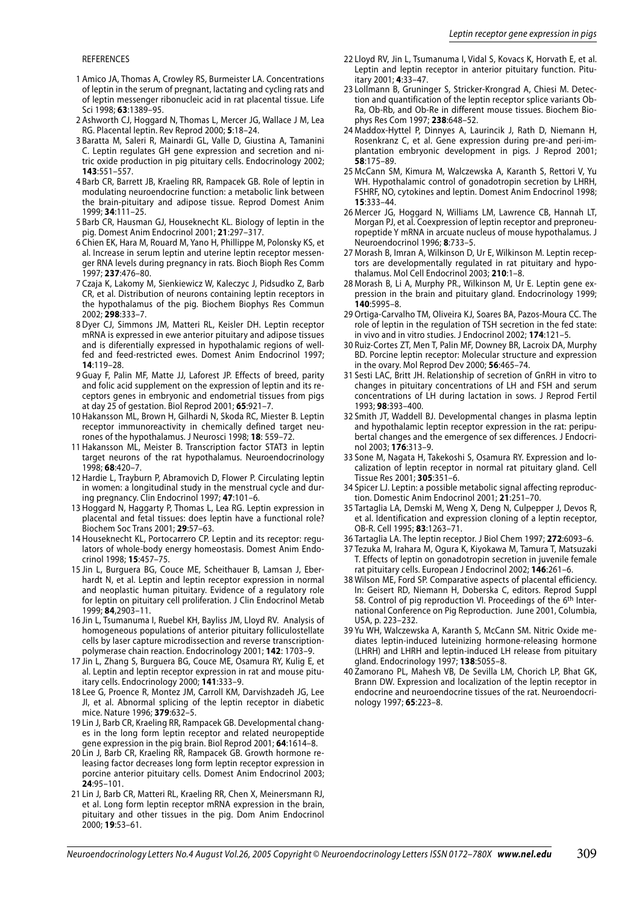REFERENCES

1. Amico JA, Thomas A, Crowley RS, Burmeister LA. Concentrations of leptin in the serum of pregnant, lactating and cycling rats and of leptin messenger ribonucleic acid in rat placental tissue. Life Sci 1998; **63**:1389–95.
2. Ashworth CJ, Hoggard N, Thomas L, Mercer JG, Wallace J M, Lea RG. Placental leptin. Rev Reprod 2000; **5**:18–24.
3. Baratta M, Saleri R, Mainardi GL, Valle D, Giustina A, Tamanini C. Leptin regulates GH gene expression and secretion and nitric oxide production in pig pituitary cells. Endocrinology 2002; **143**:551–557.
4. Barb CR, Barrett JB, Kraeling RR, Rampacek GB. Role of leptin in modulating neuroendocrine function: a metabolic link between the brain-pituitary and adipose tissue. Reprod Domest Anim 1999; **34**:111–25.
5. Barb CR, Hausman GJ, Houseknecht KL. Biology of leptin in the pig. Domest Anim Endocrinol 2001; **21**:297–317.
6. Chien EK, Hara M, Rouard M, Yano H, Phillippe M, Polonsky KS, et al. Increase in serum leptin and uterine leptin receptor messenger RNA levels during pregnancy in rats. Bioch Bioph Res Comm 1997; **237**:476–80.
7. Czaja K, Lakomy M, Sienkiewicz W, Kaleczyc J, Pidsudko Z, Barb CR, et al. Distribution of neurons containing leptin receptors in the hypothalamus of the pig. Biochem Biophys Res Commun 2002; **298**:333–7.
8. Dyer CJ, Simmons JM, Matteri RL, Keisler DH. Leptin receptor mRNA is expressed in ewe anterior pituitary and adipose tissues and is diferentially expressed in hypothalamic regions of well-fed and feed-restricted ewes. Domest Anim Endocrinol 1997; **14**:119–28.
9. Guay F, Palin MF, Matte JJ, Laforest JP. Effects of breed, parity and folic acid supplement on the expression of leptin and its receptors genes in embryonic and endometrial tissues from pigs at day 25 of gestation. Biol Reprod 2001; **65**:921–7.
10. Hakansson ML, Brown H, Gilhardi N, Skoda RC, Miester B. Leptin receptor immunoreactivity in chemically defined target neurones of the hypothalamus. J Neurosci 1998; **18**: 559–72.
11. Hakansson ML, Meister B. Transcription factor STAT3 in leptin target neurons of the rat hypothalamus. Neuroendocrinology 1998; **68**:420–7.
12. Hardie L, Trayburn P, Abramovich D, Flower P. Circulating leptin in women: a longitudinal study in the menstrual cycle and during pregnancy. Clin Endocrinol 1997; **47**:101–6.
13. Hoggard N, Haggarty P, Thomas L, Lea RG. Leptin expression in placental and fetal tissues: does leptin have a functional role? Biochem Soc Trans 2001; **29**:57–63.
14. Houseknecht KL, Portocarrero CP. Leptin and its receptor: regulators of whole-body energy homeostasis. Domest Anim Endocrinol 1998; **15**:457–75.
15. Jin L, Burguera BG, Couce ME, Scheithauer B, Lamsan J, Eberhardt N, et al. Leptin and leptin receptor expression in normal and neoplastic human pituitary. Evidence of a regulatory role for leptin on pituitary cell proliferation. J Clin Endocrinol Metab 1999; **84**,2903–11.
16. Jin L, Tsumanuma I, Ruebel KH, Bayliss JM, Lloyd RV. Analysis of homogeneous populations of anterior pituitary folliculostellate cells by laser capture microdissection and reverse transcription-polymerase chain reaction. Endocrinology 2001; **142**: 1703–9.
17. Jin L, Zhang S, Burguera BG, Couce ME, Osamura RY, Kulig E, et al. Leptin and leptin receptor expression in rat and mouse pituitary cells. Endocrinology 2000; **141**:333–9.
18. Lee G, Proence R, Montez JM, Carroll KM, Darvishzadeh JG, Lee JI, et al. Abnormal splicing of the leptin receptor in diabetic mice. Nature 1996; **379**:632–5.
19. Lin J, Barb CR, Kraeling RR, Rampacek GB. Developmental changes in the long form leptin receptor and related neuropeptide gene expression in the pig brain. Biol Reprod 2001; **64**:1614–8.
20. Lin J, Barb CR, Kraeling RR, Rampacek GB. Growth hormone releasing factor decreases long form leptin receptor expression in porcine anterior pituitary cells. Domest Anim Endocrinol 2003; **24**:95–101.
21. Lin J, Barb CR, Matteri RL, Kraeling RR, Chen X, Meinersmann RJ, et al. Long form leptin receptor mRNA expression in the brain, pituitary and other tissues in the pig. Dom Anim Endocrinol 2000; **19**:53–61.
22. Lloyd RV, Jin L, Tsumanuma I, Vidal S, Kovacs K, Horvath E, et al. Leptin and leptin receptor in anterior pituitary function. Pituitary 2001; **4**:33–47.
23. Lollmann B, Gruninger S, Stricker-Krongrad A, Chiesi M. Detection and quantification of the leptin receptor splice variants Ob-Ra, Ob-Rb, and Ob-Re in different mouse tissues. Biochem Biophys Res Com 1997; **238**:648–52.
24. Maddox-Hyttel P, Dinnyes A, Laurincik J, Rath D, Niemann H, Rosenkranz C, et al. Gene expression during pre-and peri-implantation embryonic development in pigs. J Reprod 2001; **58**:175–89.
25. McCann SM, Kimura M, Walczewska A, Karanth S, Rettori V, Yu WH. Hypothalamic control of gonadotropin secretion by LHRH, FSHRF, NO, cytokines and leptin. Domest Anim Endocrinol 1998; **15**:333–44.
26. Mercer JG, Hoggard N, Williams LM, Lawrence CB, Hannah LT, Morgan PJ, et al. Coexpression of leptin receptor and preproneuropeptide Y mRNA in arcuate nucleus of mouse hypothalamus. J Neuroendocrinol 1996; **8**:733–5.
27. Morash B, Imran A, Wilkinson D, Ur E, Wilkinson M. Leptin receptors are developmentally regulated in rat pituitary and hypothalamus. Mol Cell Endocrinol 2003; **210**:1–8.
28. Morash B, Li A, Murphy PR., Wilkinson M, Ur E. Leptin gene expression in the brain and pituitary gland. Endocrinology 1999; **140**:5995–8.
29. Ortiga-Carvalho TM, Oliveira KJ, Soares BA, Pazos-Moura CC. The role of leptin in the regulation of TSH secretion in the fed state: in vivo and in vitro studies. J Endocrinol 2002; **174**:121–5.
30. Ruiz-Cortes ZT, Men T, Palin MF, Downey BR, Lacroix DA, Murphy BD. Porcine leptin receptor: Molecular structure and expression in the ovary. Mol Reprod Dev 2000; **56**:465–74.
31. Sesti LAC, Britt JH. Relationship of secretion of GnRH in vitro to changes in pituitary concentrations of LH and FSH and serum concentrations of LH during lactation in sows. J Reprod Fertil 1993; **98**:393–400.
32. Smith JT, Waddell BJ. Developmental changes in plasma leptin and hypothalamic leptin receptor expression in the rat: peripubertal changes and the emergence of sex differences. J Endocrinol 2003; **176**:313–9.
33. Sone M, Nagata H, Takekoshi S, Osamura RY. Expression and localization of leptin receptor in normal rat pituitary gland. Cell Tissue Res 2001; **305**:351–6.
34. Spicer LJ. Leptin: a possible metabolic signal affecting reproduction. Domestic Anim Endocrinol 2001; **21**:251–70.
35. Tartaglia LA, Demski M, Weng X, Deng N, Culpepper J, Devos R, et al. Identification and expression cloning of a leptin receptor, OB-R. Cell 1995; **83**:1263–71.
36. Tartaglia LA. The leptin receptor. J Biol Chem 1997; **272**:6093–6.
37. Tezuka M, Irahara M, Ogura K, Kiyokawa M, Tamura T, Matsuzaki T. Effects of leptin on gonadotropin secretion in juvenile female rat pituitary cells. European J Endocrinol 2002; **146**:261–6.
38. Wilson ME, Ford SP. Comparative aspects of placental efficiency. In: Geisert RD, Niemann H, Doberska C, editors. Reprod Suppl 58. Control of pig reproduction VI. Proceedings of the 6th International Conference on Pig Reproduction. June 2001, Columbia, USA, p. 223–232.
39. Yu WH, Walczewska A, Karanth S, McCann SM. Nitric Oxide mediates leptin-induced luteinizing hormone-releasing hormone (LHRH) and LHRH and leptin-induced LH release from pituitary gland. Endocrinology 1997; **138**:5055–8.
40. Zamorano PL, Mahesh VB, De Sevilla LM, Chorich LP, Bhat GK, Brann DW. Expression and localization of the leptin receptor in endocrine and neuroendocrine tissues of the rat. Neuroendocrinology 1997; **65**:223–8.